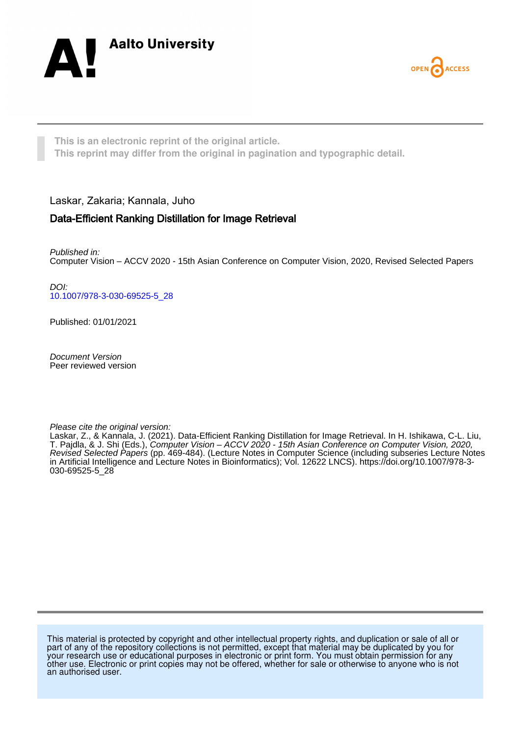Aalto University

OPEN ACCESS

This is an electronic reprint of the original article.
This reprint may differ from the original in pagination and typographic detail.

Laskar, Zakaria; Kannala, Juho

# Data-Efficient Ranking Distillation for Image Retrieval

*Published in:*
Computer Vision – ACCV 2020 - 15th Asian Conference on Computer Vision, 2020, Revised Selected Papers

*DOI:*
10.1007/978-3-030-69525-5_28

Published: 01/01/2021

*Document Version*
Peer reviewed version

*Please cite the original version:*
Laskar, Z., & Kannala, J. (2021). Data-Efficient Ranking Distillation for Image Retrieval. In H. Ishikawa, C-L. Liu, T. Pajdla, & J. Shi (Eds.), *Computer Vision – ACCV 2020 - 15th Asian Conference on Computer Vision, 2020, Revised Selected Papers* (pp. 469-484). (Lecture Notes in Computer Science (including subseries Lecture Notes in Artificial Intelligence and Lecture Notes in Bioinformatics); Vol. 12622 LNCS). https://doi.org/10.1007/978-3-030-69525-5_28

This material is protected by copyright and other intellectual property rights, and duplication or sale of all or part of any of the repository collections is not permitted, except that material may be duplicated by you for your research use or educational purposes in electronic or print form. You must obtain permission for any other use. Electronic or print copies may not be offered, whether for sale or otherwise to anyone who is not an authorised user.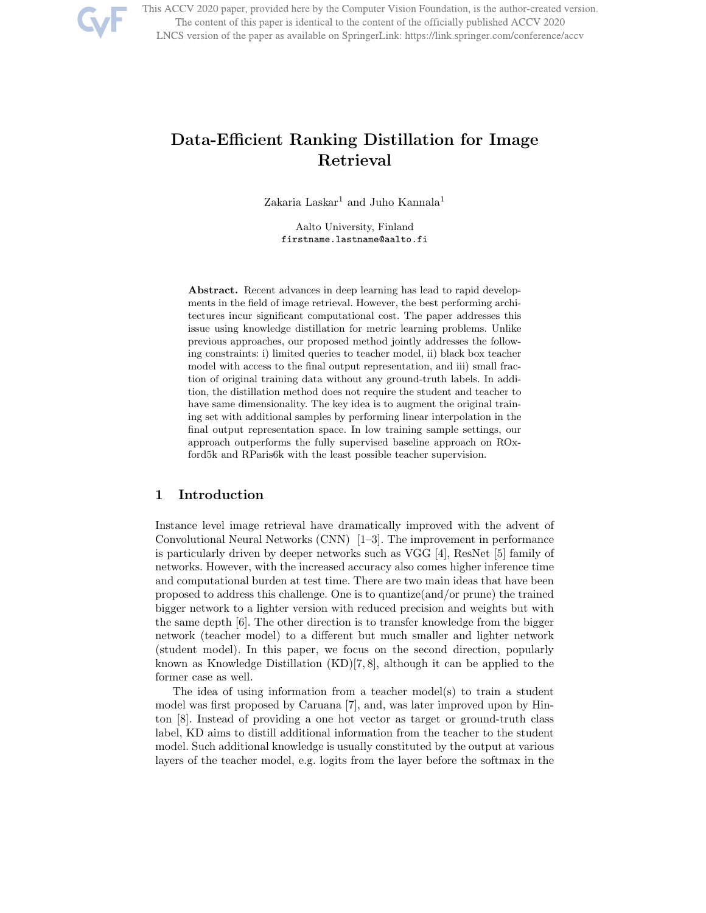This ACCV 2020 paper, provided here by the Computer Vision Foundation, is the author-created version. The content of this paper is identical to the content of the officially published ACCV 2020 LNCS version of the paper as available on SpringerLink: https://link.springer.com/conference/accv

# Data-Efficient Ranking Distillation for Image Retrieval

Zakaria Laskar[1] and Juho Kannala[1]

Aalto University, Finland
`firstname.lastname@aalto.fi`

**Abstract.** Recent advances in deep learning has lead to rapid developments in the field of image retrieval. However, the best performing architectures incur significant computational cost. The paper addresses this issue using knowledge distillation for metric learning problems. Unlike previous approaches, our proposed method jointly addresses the following constraints: i) limited queries to teacher model, ii) black box teacher model with access to the final output representation, and iii) small fraction of original training data without any ground-truth labels. In addition, the distillation method does not require the student and teacher to have same dimensionality. The key idea is to augment the original training set with additional samples by performing linear interpolation in the final output representation space. In low training sample settings, our approach outperforms the fully supervised baseline approach on ROxford5k and RParis6k with the least possible teacher supervision.

## 1 Introduction

Instance level image retrieval have dramatically improved with the advent of Convolutional Neural Networks (CNN) [1–3]. The improvement in performance is particularly driven by deeper networks such as VGG [4], ResNet [5] family of networks. However, with the increased accuracy also comes higher inference time and computational burden at test time. There are two main ideas that have been proposed to address this challenge. One is to quantize(and/or prune) the trained bigger network to a lighter version with reduced precision and weights but with the same depth [6]. The other direction is to transfer knowledge from the bigger network (teacher model) to a different but much smaller and lighter network (student model). In this paper, we focus on the second direction, popularly known as Knowledge Distillation (KD)[7, 8], although it can be applied to the former case as well.

The idea of using information from a teacher model(s) to train a student model was first proposed by Caruana [7], and, was later improved upon by Hinton [8]. Instead of providing a one hot vector as target or ground-truth class label, KD aims to distill additional information from the teacher to the student model. Such additional knowledge is usually constituted by the output at various layers of the teacher model, e.g. logits from the layer before the softmax in the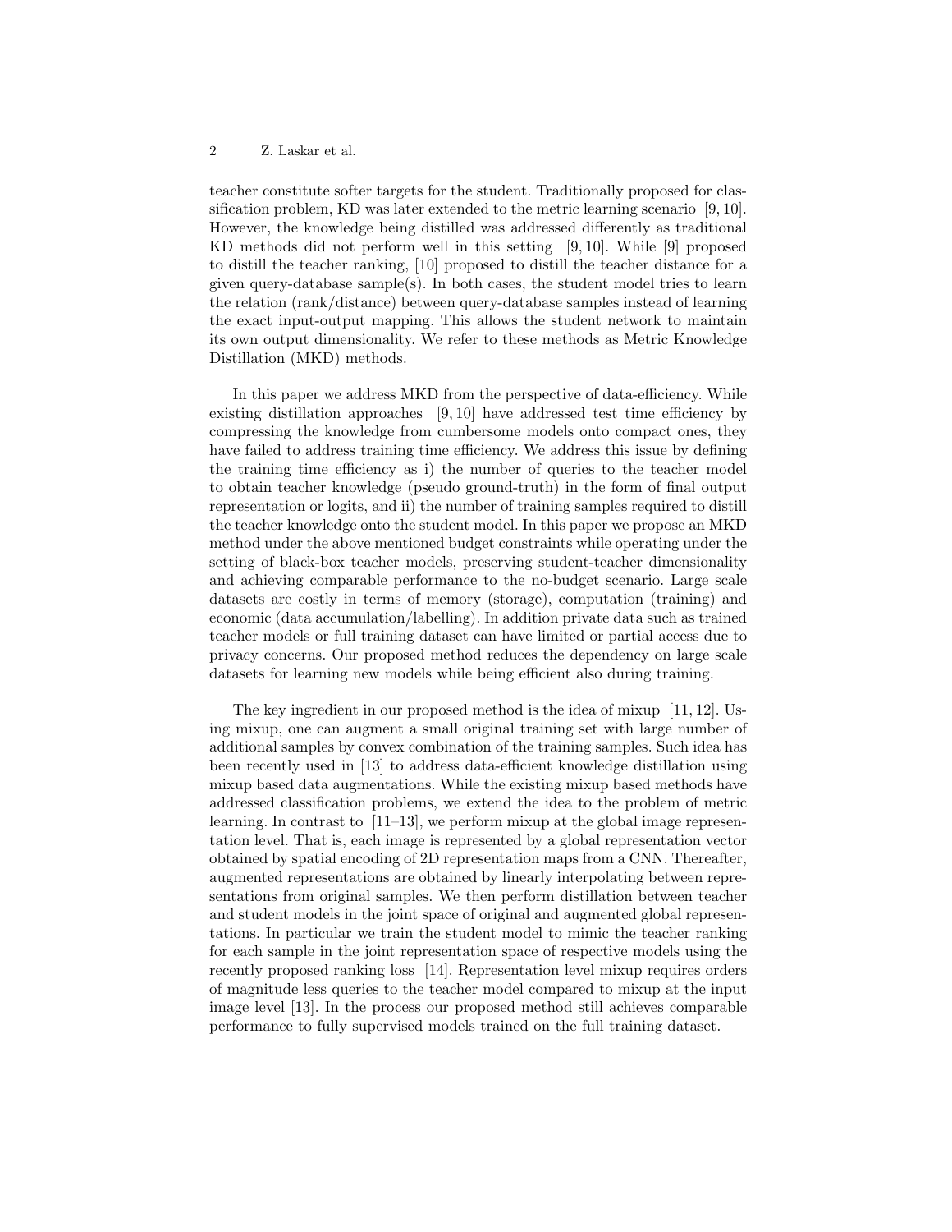teacher constitute softer targets for the student. Traditionally proposed for classification problem, KD was later extended to the metric learning scenario [9, 10]. However, the knowledge being distilled was addressed differently as traditional KD methods did not perform well in this setting [9, 10]. While [9] proposed to distill the teacher ranking, [10] proposed to distill the teacher distance for a given query-database sample(s). In both cases, the student model tries to learn the relation (rank/distance) between query-database samples instead of learning the exact input-output mapping. This allows the student network to maintain its own output dimensionality. We refer to these methods as Metric Knowledge Distillation (MKD) methods.

In this paper we address MKD from the perspective of data-efficiency. While existing distillation approaches [9, 10] have addressed test time efficiency by compressing the knowledge from cumbersome models onto compact ones, they have failed to address training time efficiency. We address this issue by defining the training time efficiency as i) the number of queries to the teacher model to obtain teacher knowledge (pseudo ground-truth) in the form of final output representation or logits, and ii) the number of training samples required to distill the teacher knowledge onto the student model. In this paper we propose an MKD method under the above mentioned budget constraints while operating under the setting of black-box teacher models, preserving student-teacher dimensionality and achieving comparable performance to the no-budget scenario. Large scale datasets are costly in terms of memory (storage), computation (training) and economic (data accumulation/labelling). In addition private data such as trained teacher models or full training dataset can have limited or partial access due to privacy concerns. Our proposed method reduces the dependency on large scale datasets for learning new models while being efficient also during training.

The key ingredient in our proposed method is the idea of mixup [11, 12]. Using mixup, one can augment a small original training set with large number of additional samples by convex combination of the training samples. Such idea has been recently used in [13] to address data-efficient knowledge distillation using mixup based data augmentations. While the existing mixup based methods have addressed classification problems, we extend the idea to the problem of metric learning. In contrast to [11–13], we perform mixup at the global image representation level. That is, each image is represented by a global representation vector obtained by spatial encoding of 2D representation maps from a CNN. Thereafter, augmented representations are obtained by linearly interpolating between representations from original samples. We then perform distillation between teacher and student models in the joint space of original and augmented global representations. In particular we train the student model to mimic the teacher ranking for each sample in the joint representation space of respective models using the recently proposed ranking loss [14]. Representation level mixup requires orders of magnitude less queries to the teacher model compared to mixup at the input image level [13]. In the process our proposed method still achieves comparable performance to fully supervised models trained on the full training dataset.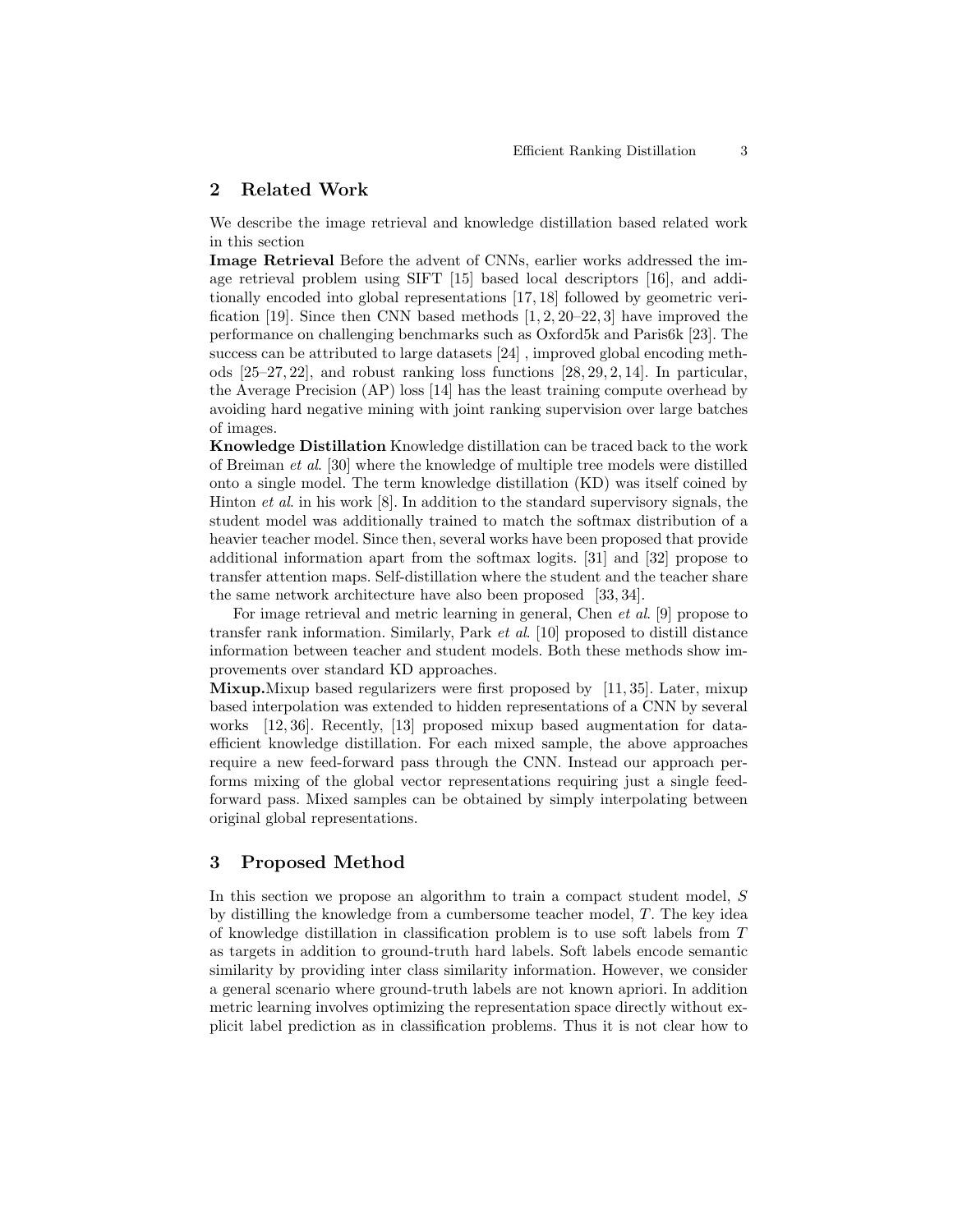## 2 Related Work

We describe the image retrieval and knowledge distillation based related work in this section

**Image Retrieval** Before the advent of CNNs, earlier works addressed the image retrieval problem using SIFT [15] based local descriptors [16], and additionally encoded into global representations [17, 18] followed by geometric verification [19]. Since then CNN based methods [1, 2, 20–22, 3] have improved the performance on challenging benchmarks such as Oxford5k and Paris6k [23]. The success can be attributed to large datasets [24] , improved global encoding methods [25–27, 22], and robust ranking loss functions [28, 29, 2, 14]. In particular, the Average Precision (AP) loss [14] has the least training compute overhead by avoiding hard negative mining with joint ranking supervision over large batches of images.

**Knowledge Distillation** Knowledge distillation can be traced back to the work of Breiman *et al.* [30] where the knowledge of multiple tree models were distilled onto a single model. The term knowledge distillation (KD) was itself coined by Hinton *et al.* in his work [8]. In addition to the standard supervisory signals, the student model was additionally trained to match the softmax distribution of a heavier teacher model. Since then, several works have been proposed that provide additional information apart from the softmax logits. [31] and [32] propose to transfer attention maps. Self-distillation where the student and the teacher share the same network architecture have also been proposed [33, 34].

For image retrieval and metric learning in general, Chen *et al.* [9] propose to transfer rank information. Similarly, Park *et al.* [10] proposed to distill distance information between teacher and student models. Both these methods show improvements over standard KD approaches.

**Mixup.** Mixup based regularizers were first proposed by [11, 35]. Later, mixup based interpolation was extended to hidden representations of a CNN by several works [12, 36]. Recently, [13] proposed mixup based augmentation for data-efficient knowledge distillation. For each mixed sample, the above approaches require a new feed-forward pass through the CNN. Instead our approach performs mixing of the global vector representations requiring just a single feed-forward pass. Mixed samples can be obtained by simply interpolating between original global representations.

## 3 Proposed Method

In this section we propose an algorithm to train a compact student model, $S$ by distilling the knowledge from a cumbersome teacher model, $T$. The key idea of knowledge distillation in classification problem is to use soft labels from $T$ as targets in addition to ground-truth hard labels. Soft labels encode semantic similarity by providing inter class similarity information. However, we consider a general scenario where ground-truth labels are not known apriori. In addition metric learning involves optimizing the representation space directly without explicit label prediction as in classification problems. Thus it is not clear how to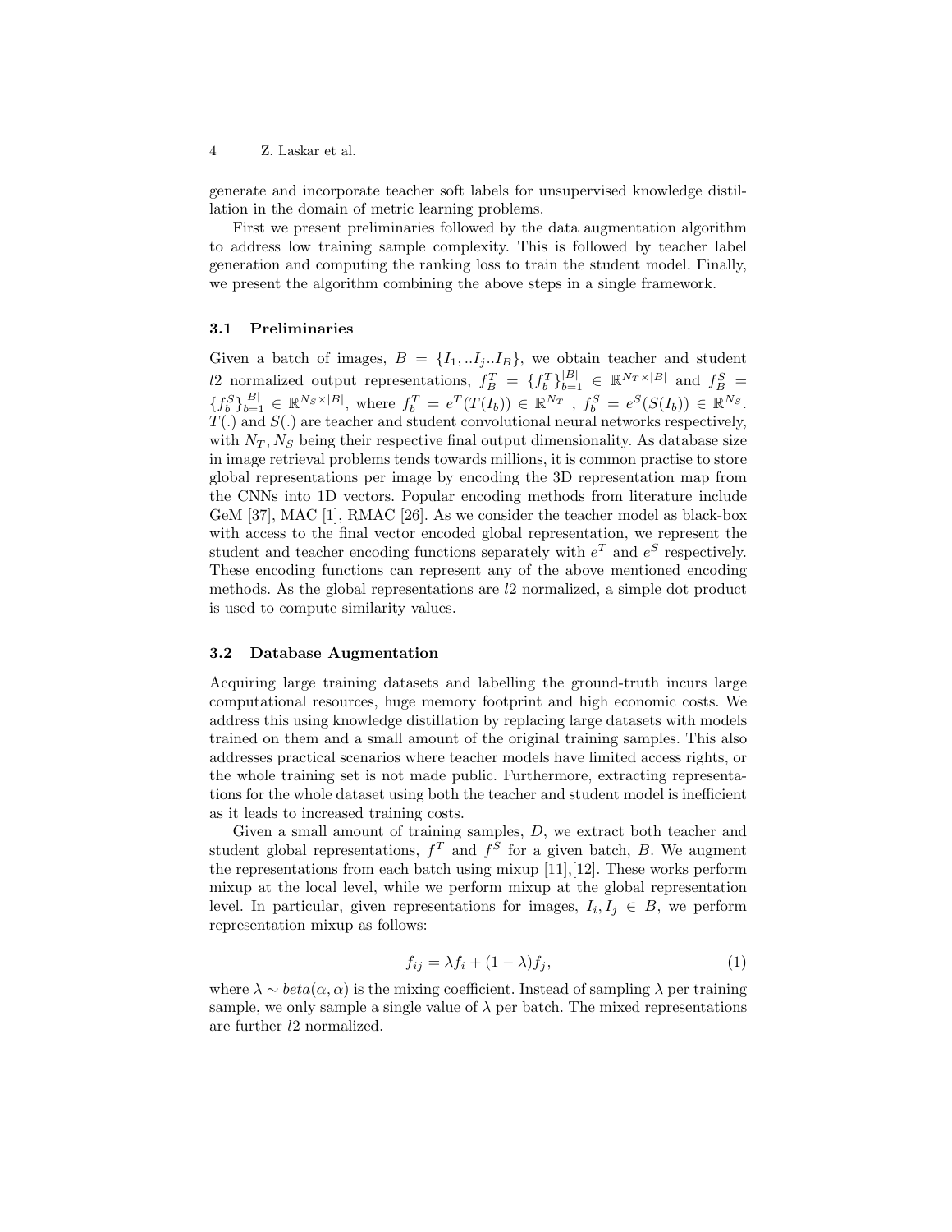generate and incorporate teacher soft labels for unsupervised knowledge distillation in the domain of metric learning problems.

First we present preliminaries followed by the data augmentation algorithm to address low training sample complexity. This is followed by teacher label generation and computing the ranking loss to train the student model. Finally, we present the algorithm combining the above steps in a single framework.

### 3.1 Preliminaries

Given a batch of images, $B = \{I_1, ..I_j..I_B\}$, we obtain teacher and student $l2$ normalized output representations, $f_B^T = \{f_b^T\}_{b=1}^{|B|} \in \mathbb{R}^{N_T \times |B|}$ and $f_B^S = \{f_b^S\}_{b=1}^{|B|} \in \mathbb{R}^{N_S \times |B|}$, where $f_b^T = e^T(T(I_b)) \in \mathbb{R}^{N_T}$ , $f_b^S = e^S(S(I_b)) \in \mathbb{R}^{N_S}$. $T(.)$ and $S(.)$ are teacher and student convolutional neural networks respectively, with $N_T, N_S$ being their respective final output dimensionality. As database size in image retrieval problems tends towards millions, it is common practise to store global representations per image by encoding the 3D representation map from the CNNs into 1D vectors. Popular encoding methods from literature include GeM [37], MAC [1], RMAC [26]. As we consider the teacher model as black-box with access to the final vector encoded global representation, we represent the student and teacher encoding functions separately with $e^T$ and $e^S$ respectively. These encoding functions can represent any of the above mentioned encoding methods. As the global representations are $l2$ normalized, a simple dot product is used to compute similarity values.

### 3.2 Database Augmentation

Acquiring large training datasets and labelling the ground-truth incurs large computational resources, huge memory footprint and high economic costs. We address this using knowledge distillation by replacing large datasets with models trained on them and a small amount of the original training samples. This also addresses practical scenarios where teacher models have limited access rights, or the whole training set is not made public. Furthermore, extracting representations for the whole dataset using both the teacher and student model is inefficient as it leads to increased training costs.

Given a small amount of training samples, $D$, we extract both teacher and student global representations, $f^T$ and $f^S$ for a given batch, $B$. We augment the representations from each batch using mixup [11],[12]. These works perform mixup at the local level, while we perform mixup at the global representation level. In particular, given representations for images, $I_i, I_j \in B$, we perform representation mixup as follows:

$$f_{ij} = \lambda f_i + (1 - \lambda) f_j, \tag{1}$$

where $\lambda \sim beta(\alpha, \alpha)$ is the mixing coefficient. Instead of sampling $\lambda$ per training sample, we only sample a single value of $\lambda$ per batch. The mixed representations are further $l2$ normalized.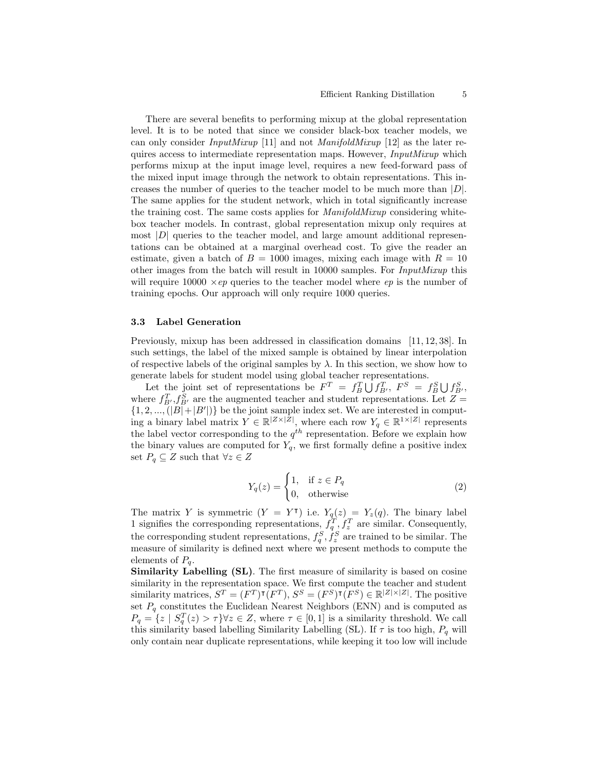There are several benefits to performing mixup at the global representation level. It is to be noted that since we consider black-box teacher models, we can only consider *InputMixup* [11] and not *ManifoldMixup* [12] as the later requires access to intermediate representation maps. However, *InputMixup* which performs mixup at the input image level, requires a new feed-forward pass of the mixed input image through the network to obtain representations. This increases the number of queries to the teacher model to be much more than $|D|$. The same applies for the student network, which in total significantly increase the training cost. The same costs applies for *ManifoldMixup* considering white-box teacher models. In contrast, global representation mixup only requires at most $|D|$ queries to the teacher model, and large amount additional representations can be obtained at a marginal overhead cost. To give the reader an estimate, given a batch of $B = 1000$ images, mixing each image with $R = 10$ other images from the batch will result in 10000 samples. For *InputMixup* this will require 10000 $\times ep$ queries to the teacher model where $ep$ is the number of training epochs. Our approach will only require 1000 queries.

### 3.3 Label Generation

Previously, mixup has been addressed in classification domains [11, 12, 38]. In such settings, the label of the mixed sample is obtained by linear interpolation of respective labels of the original samples by $\lambda$. In this section, we show how to generate labels for student model using global teacher representations.

Let the joint set of representations be $F^T = f_B^T \bigcup f_{B'}^T$, $F^S = f_B^S \bigcup f_{B'}^S$, where $f_{B'}^T, f_{B'}^S$ are the augmented teacher and student representations. Let $Z = \{1, 2, ..., (|B| + |B'|)\}$ be the joint sample index set. We are interested in computing a binary label matrix $Y \in \mathbb{R}^{|Z \times |Z|}$, where each row $Y_q \in \mathbb{R}^{1 \times |Z|}$ represents the label vector corresponding to the $q^{th}$ representation. Before we explain how the binary values are computed for $Y_q$, we first formally define a positive index set $P_q \subseteq Z$ such that $\forall z \in Z$

$$Y_q(z) = \begin{cases} 1, & \text{if } z \in P_q \\ 0, & \text{otherwise} \end{cases} \tag{2}$$

The matrix $Y$ is symmetric ($Y = Y^\intercal$) i.e. $Y_q(z) = Y_z(q)$. The binary label 1 signifies the corresponding representations, $f_q^T, f_z^T$ are similar. Consequently, the corresponding student representations, $f_q^S, f_z^S$ are trained to be similar. The measure of similarity is defined next where we present methods to compute the elements of $P_q$.

**Similarity Labelling (SL)**. The first measure of similarity is based on cosine similarity in the representation space. We first compute the teacher and student similarity matrices, $S^T = (F^T)^\intercal(F^T)$, $S^S = (F^S)^\intercal(F^S) \in \mathbb{R}^{|Z| \times |Z|}$. The positive set $P_q$ constitutes the Euclidean Nearest Neighbors (ENN) and is computed as $P_q = \{z \mid S_q^T(z) > \tau\} \forall z \in Z$, where $\tau \in [0, 1]$ is a similarity threshold. We call this similarity based labelling Similarity Labelling (SL). If $\tau$ is too high, $P_q$ will only contain near duplicate representations, while keeping it too low will include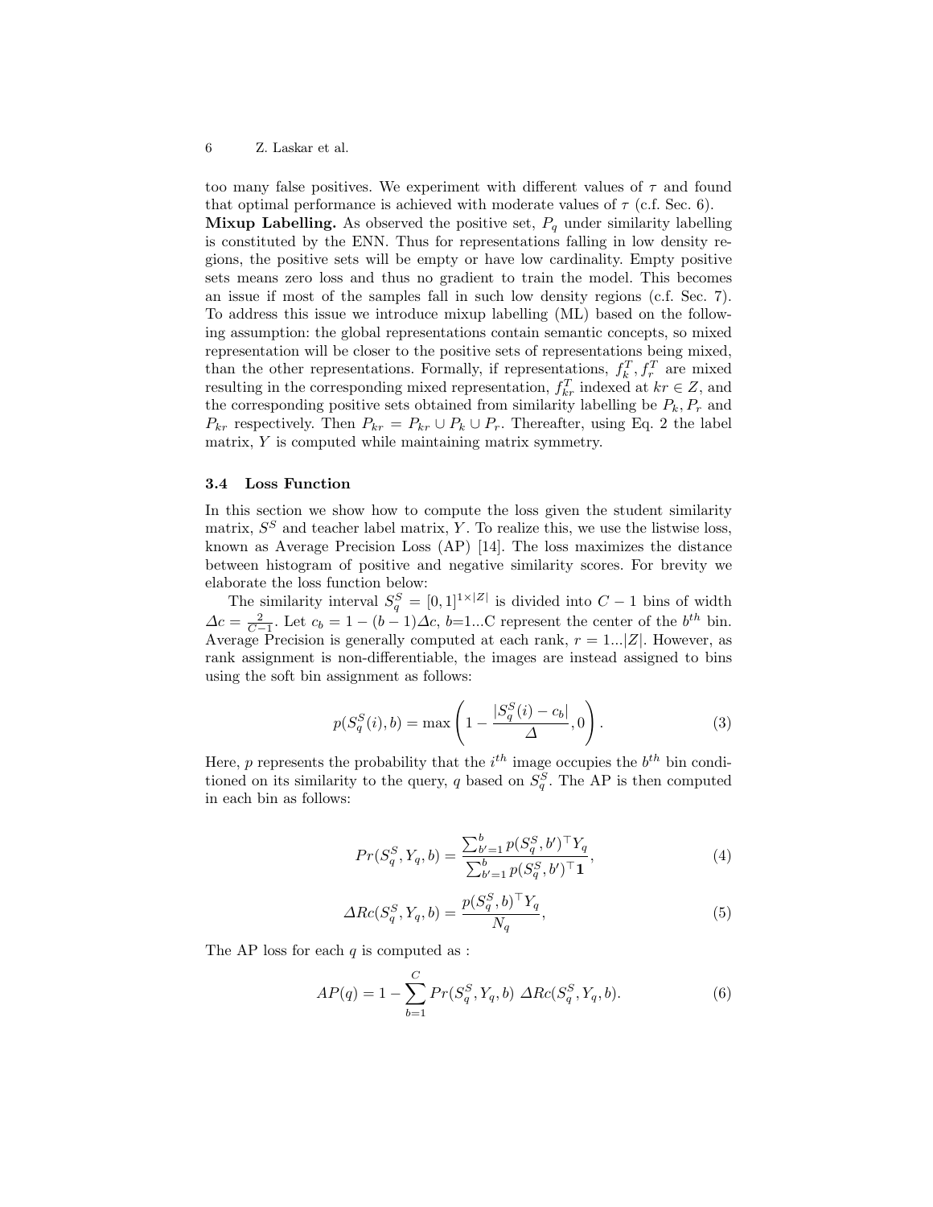too many false positives. We experiment with different values of $\tau$ and found that optimal performance is achieved with moderate values of $\tau$ (c.f. Sec. 6).

**Mixup Labelling.** As observed the positive set, $P_q$ under similarity labelling is constituted by the ENN. Thus for representations falling in low density regions, the positive sets will be empty or have low cardinality. Empty positive sets means zero loss and thus no gradient to train the model. This becomes an issue if most of the samples fall in such low density regions (c.f. Sec. 7). To address this issue we introduce mixup labelling (ML) based on the following assumption: the global representations contain semantic concepts, so mixed representation will be closer to the positive sets of representations being mixed, than the other representations. Formally, if representations, $f_k^T, f_r^T$ are mixed resulting in the corresponding mixed representation, $f_{kr}^T$ indexed at $kr \in Z$, and the corresponding positive sets obtained from similarity labelling be $P_k, P_r$ and $P_{kr}$ respectively. Then $P_{kr} = P_{kr} \cup P_k \cup P_r$. Thereafter, using Eq. 2 the label matrix, $Y$ is computed while maintaining matrix symmetry.

### 3.4 Loss Function

In this section we show how to compute the loss given the student similarity matrix, $S^S$ and teacher label matrix, $Y$. To realize this, we use the listwise loss, known as Average Precision Loss (AP) [14]. The loss maximizes the distance between histogram of positive and negative similarity scores. For brevity we elaborate the loss function below:

The similarity interval $S_q^S = [0,1]^{1\times|Z|}$ is divided into $C-1$ bins of width $\Delta c = \frac{2}{C-1}$. Let $c_b = 1-(b-1)\Delta c$, $b$=1...C represent the center of the $b^{th}$ bin. Average Precision is generally computed at each rank, $r = 1...|Z|$. However, as rank assignment is non-differentiable, the images are instead assigned to bins using the soft bin assignment as follows:

$$p(S_q^S(i), b) = \max\left(1 - \frac{|S_q^S(i) - c_b|}{\Delta}, 0\right). \tag{3}$$

Here, $p$ represents the probability that the $i^{th}$ image occupies the $b^{th}$ bin conditioned on its similarity to the query, $q$ based on $S_q^S$. The AP is then computed in each bin as follows:

$$Pr(S_q^S, Y_q, b) = \frac{\sum_{b'=1}^{b} p(S_q^S, b')^\top Y_q}{\sum_{b'=1}^{b} p(S_q^S, b')^\top \mathbf{1}}, \tag{4}$$

$$\Delta Rc(S_q^S, Y_q, b) = \frac{p(S_q^S, b)^\top Y_q}{N_q}, \tag{5}$$

The AP loss for each $q$ is computed as :

$$AP(q) = 1 - \sum_{b=1}^{C} Pr(S_q^S, Y_q, b)\ \Delta Rc(S_q^S, Y_q, b). \tag{6}$$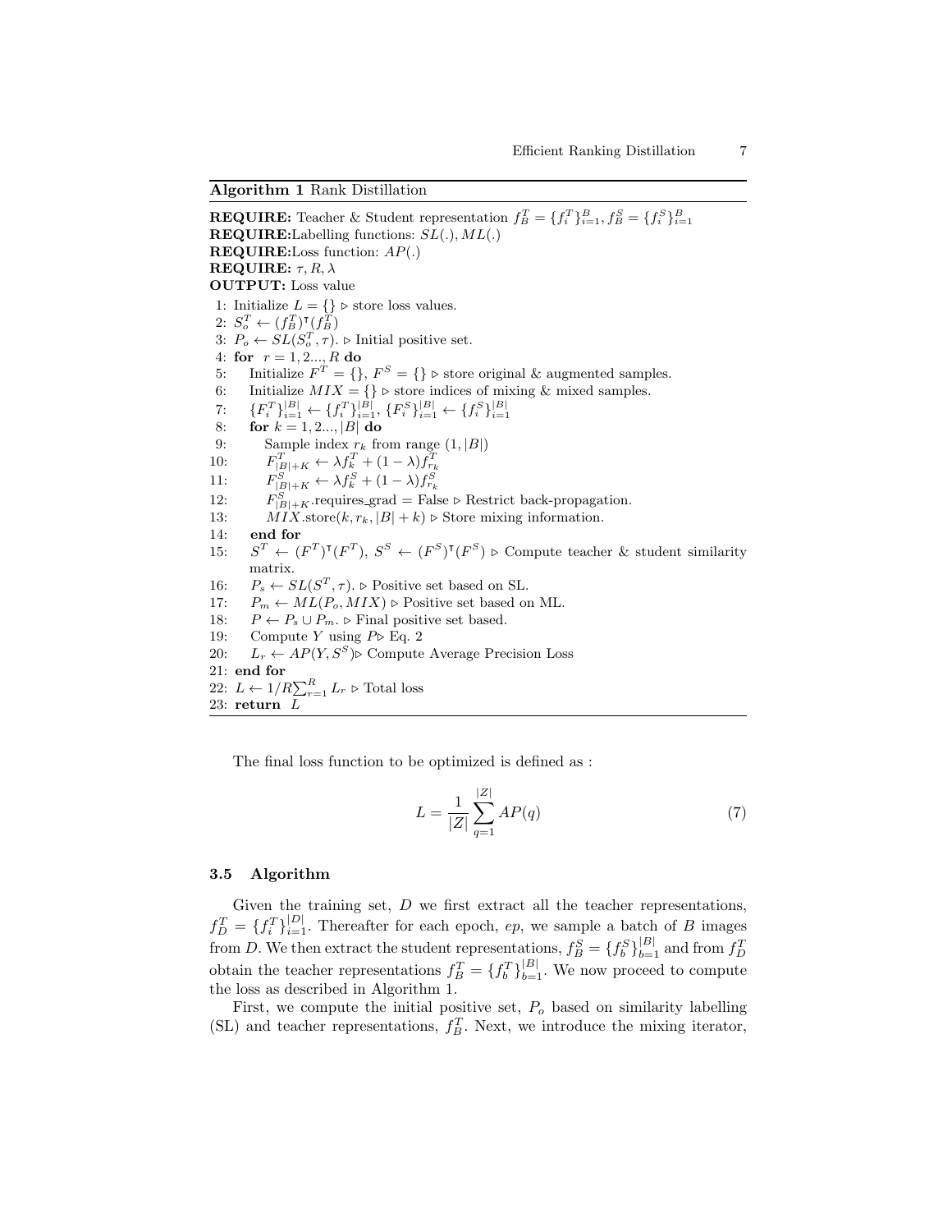**Algorithm 1** Rank Distillation

```
REQUIRE: Teacher & Student representation f_B^T = {f_i^T}_{i=1}^B, f_B^S = {f_i^S}_{i=1}^B
REQUIRE: Labelling functions: SL(.), ML(.)
REQUIRE: Loss function: AP(.)
REQUIRE: τ, R, λ
OUTPUT: Loss value
 1: Initialize L = {} ▷ store loss values.
 2: S_o^T ← (f_B^T)^⊺(f_B^T)
 3: P_o ← SL(S_o^T, τ). ▷ Initial positive set.
 4: for r = 1, 2..., R do
 5:     Initialize F^T = {}, F^S = {} ▷ store original & augmented samples.
 6:     Initialize MIX = {} ▷ store indices of mixing & mixed samples.
 7:     {F_i^T}_{i=1}^{|B|} ← {f_i^T}_{i=1}^{|B|}, {F_i^S}_{i=1}^{|B|} ← {f_i^S}_{i=1}^{|B|}
 8:     for k = 1, 2..., |B| do
 9:         Sample index r_k from range (1, |B|)
10:         F_{|B|+K}^T ← λ f_k^T + (1 − λ) f_{r_k}^T
11:         F_{|B|+K}^S ← λ f_k^S + (1 − λ) f_{r_k}^S
12:         F_{|B|+K}^S.requires_grad = False ▷ Restrict back-propagation.
13:         MIX.store(k, r_k, |B| + k) ▷ Store mixing information.
14:     end for
15:     S^T ← (F^T)^⊺(F^T), S^S ← (F^S)^⊺(F^S) ▷ Compute teacher & student similarity matrix.
16:     P_s ← SL(S^T, τ). ▷ Positive set based on SL.
17:     P_m ← ML(P_o, MIX) ▷ Positive set based on ML.
18:     P ← P_s ∪ P_m. ▷ Final positive set based.
19:     Compute Y using P ▷ Eq. 2
20:     L_r ← AP(Y, S^S) ▷ Compute Average Precision Loss
21: end for
22: L ← 1/R Σ_{r=1}^R L_r ▷ Total loss
23: return L
```

The final loss function to be optimized is defined as :

$$L = \frac{1}{|Z|} \sum_{q=1}^{|Z|} AP(q) \tag{7}$$

### 3.5 Algorithm

Given the training set, $D$ we first extract all the teacher representations, $f_D^T = \{f_i^T\}_{i=1}^{|D|}$. Thereafter for each epoch, $ep$, we sample a batch of $B$ images from $D$. We then extract the student representations, $f_B^S = \{f_b^S\}_{b=1}^{|B|}$ and from $f_D^T$ obtain the teacher representations $f_B^T = \{f_b^T\}_{b=1}^{|B|}$. We now proceed to compute the loss as described in Algorithm 1.

First, we compute the initial positive set, $P_o$ based on similarity labelling (SL) and teacher representations, $f_B^T$. Next, we introduce the mixing iterator,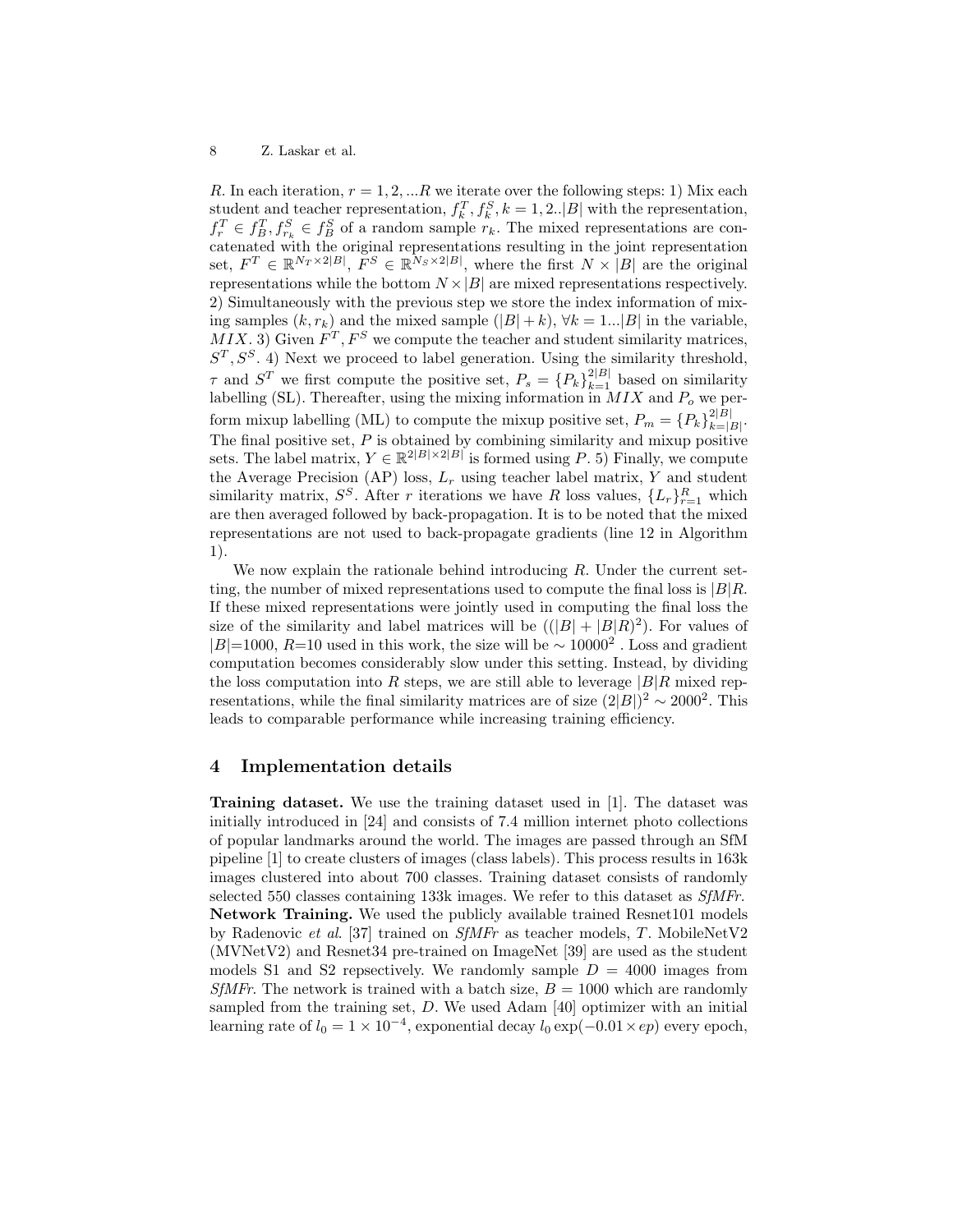$R$. In each iteration, $r = 1, 2, ...R$ we iterate over the following steps: 1) Mix each student and teacher representation, $f_k^T, f_k^S, k = 1, 2..|B|$ with the representation, $f_r^T \in f_B^T, f_{r_k}^S \in f_B^S$ of a random sample $r_k$. The mixed representations are concatenated with the original representations resulting in the joint representation set, $F^T \in \mathbb{R}^{N_T \times 2|B|}$, $F^S \in \mathbb{R}^{N_S \times 2|B|}$, where the first $N \times |B|$ are the original representations while the bottom $N \times |B|$ are mixed representations respectively. 2) Simultaneously with the previous step we store the index information of mixing samples $(k, r_k)$ and the mixed sample $(|B| + k)$, $\forall k = 1...|B|$ in the variable, $MIX$. 3) Given $F^T, F^S$ we compute the teacher and student similarity matrices, $S^T, S^S$. 4) Next we proceed to label generation. Using the similarity threshold, $\tau$ and $S^T$ we first compute the positive set, $P_s = \{P_k\}_{k=1}^{2|B|}$ based on similarity labelling (SL). Thereafter, using the mixing information in $MIX$ and $P_o$ we perform mixup labelling (ML) to compute the mixup positive set, $P_m = \{P_k\}_{k=|B|}^{2|B|}$. The final positive set, $P$ is obtained by combining similarity and mixup positive sets. The label matrix, $Y \in \mathbb{R}^{2|B| \times 2|B|}$ is formed using $P$. 5) Finally, we compute the Average Precision (AP) loss, $L_r$ using teacher label matrix, $Y$ and student similarity matrix, $S^S$. After $r$ iterations we have $R$ loss values, $\{L_r\}_{r=1}^R$ which are then averaged followed by back-propagation. It is to be noted that the mixed representations are not used to back-propagate gradients (line 12 in Algorithm 1).

We now explain the rationale behind introducing $R$. Under the current setting, the number of mixed representations used to compute the final loss is $|B|R$. If these mixed representations were jointly used in computing the final loss the size of the similarity and label matrices will be $((|B| + |B|R)^2)$. For values of $|B|$=1000, $R$=10 used in this work, the size will be $\sim 10000^2$ . Loss and gradient computation becomes considerably slow under this setting. Instead, by dividing the loss computation into $R$ steps, we are still able to leverage $|B|R$ mixed representations, while the final similarity matrices are of size $(2|B|)^2 \sim 2000^2$. This leads to comparable performance while increasing training efficiency.

## 4 Implementation details

**Training dataset.** We use the training dataset used in [1]. The dataset was initially introduced in [24] and consists of 7.4 million internet photo collections of popular landmarks around the world. The images are passed through an SfM pipeline [1] to create clusters of images (class labels). This process results in 163k images clustered into about 700 classes. Training dataset consists of randomly selected 550 classes containing 133k images. We refer to this dataset as *SfMFr*.
**Network Training.** We used the publicly available trained Resnet101 models by Radenovic *et al.* [37] trained on *SfMFr* as teacher models, $T$. MobileNetV2 (MVNetV2) and Resnet34 pre-trained on ImageNet [39] are used as the student models S1 and S2 repsectively. We randomly sample $D = 4000$ images from *SfMFr*. The network is trained with a batch size, $B = 1000$ which are randomly sampled from the training set, $D$. We used Adam [40] optimizer with an initial learning rate of $l_0 = 1 \times 10^{-4}$, exponential decay $l_0 \exp(-0.01 \times ep)$ every epoch,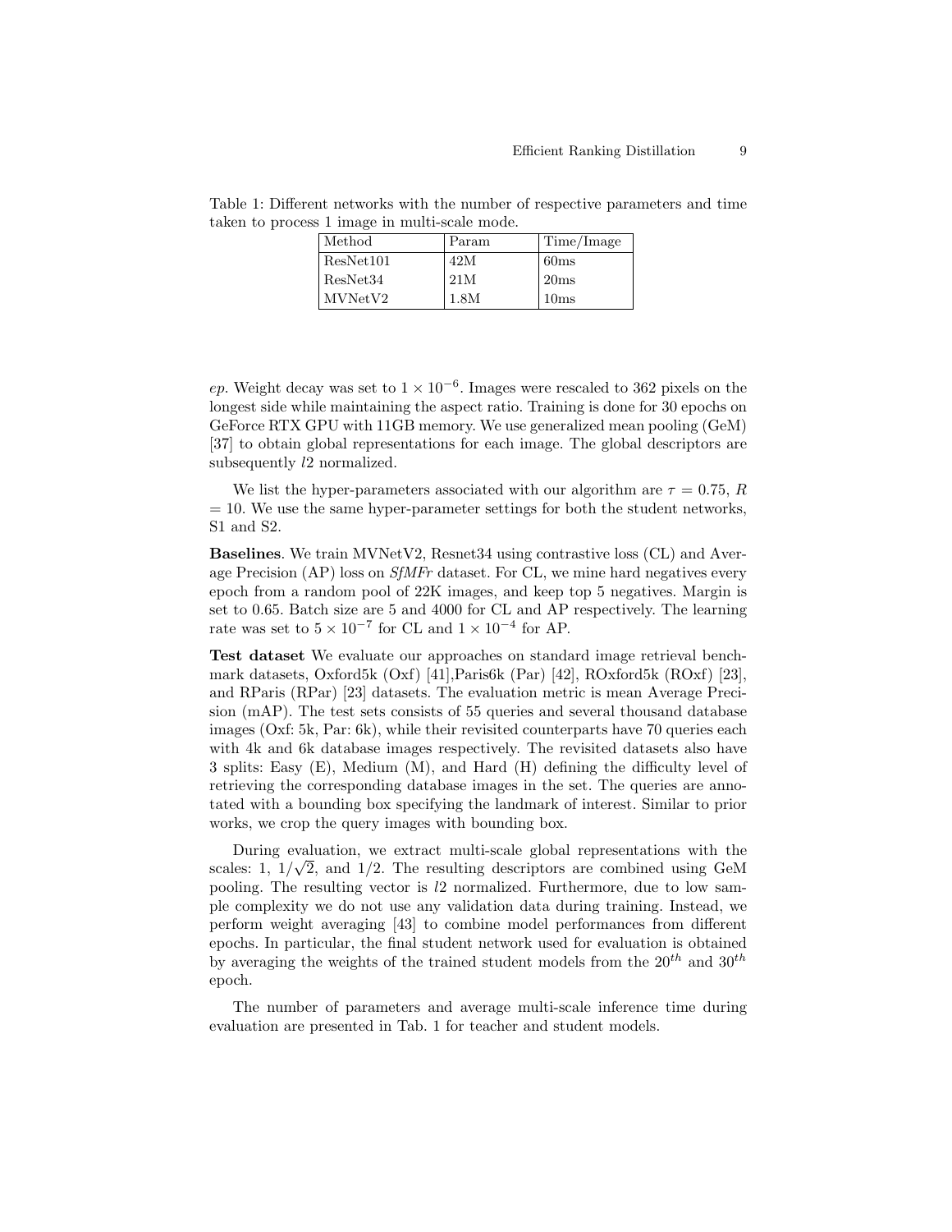Table 1: Different networks with the number of respective parameters and time taken to process 1 image in multi-scale mode.

| Method | Param | Time/Image |
|---|---|---|
| ResNet101 | 42M | 60ms |
| ResNet34 | 21M | 20ms |
| MVNetV2 | 1.8M | 10ms |

*ep*. Weight decay was set to $1 \times 10^{-6}$. Images were rescaled to 362 pixels on the longest side while maintaining the aspect ratio. Training is done for 30 epochs on GeForce RTX GPU with 11GB memory. We use generalized mean pooling (GeM) [37] to obtain global representations for each image. The global descriptors are subsequently $l2$ normalized.

We list the hyper-parameters associated with our algorithm are $\tau$ = 0.75, $R$ = 10. We use the same hyper-parameter settings for both the student networks, S1 and S2.

**Baselines**. We train MVNetV2, Resnet34 using contrastive loss (CL) and Average Precision (AP) loss on *SfMFr* dataset. For CL, we mine hard negatives every epoch from a random pool of 22K images, and keep top 5 negatives. Margin is set to 0.65. Batch size are 5 and 4000 for CL and AP respectively. The learning rate was set to $5 \times 10^{-7}$ for CL and $1 \times 10^{-4}$ for AP.

**Test dataset** We evaluate our approaches on standard image retrieval benchmark datasets, Oxford5k (Oxf) [41],Paris6k (Par) [42], ROxford5k (ROxf) [23], and RParis (RPar) [23] datasets. The evaluation metric is mean Average Precision (mAP). The test sets consists of 55 queries and several thousand database images (Oxf: 5k, Par: 6k), while their revisited counterparts have 70 queries each with 4k and 6k database images respectively. The revisited datasets also have 3 splits: Easy (E), Medium (M), and Hard (H) defining the difficulty level of retrieving the corresponding database images in the set. The queries are annotated with a bounding box specifying the landmark of interest. Similar to prior works, we crop the query images with bounding box.

During evaluation, we extract multi-scale global representations with the scales: 1, $1/\sqrt{2}$, and $1/2$. The resulting descriptors are combined using GeM pooling. The resulting vector is $l2$ normalized. Furthermore, due to low sample complexity we do not use any validation data during training. Instead, we perform weight averaging [43] to combine model performances from different epochs. In particular, the final student network used for evaluation is obtained by averaging the weights of the trained student models from the $20^{th}$ and $30^{th}$ epoch.

The number of parameters and average multi-scale inference time during evaluation are presented in Tab. 1 for teacher and student models.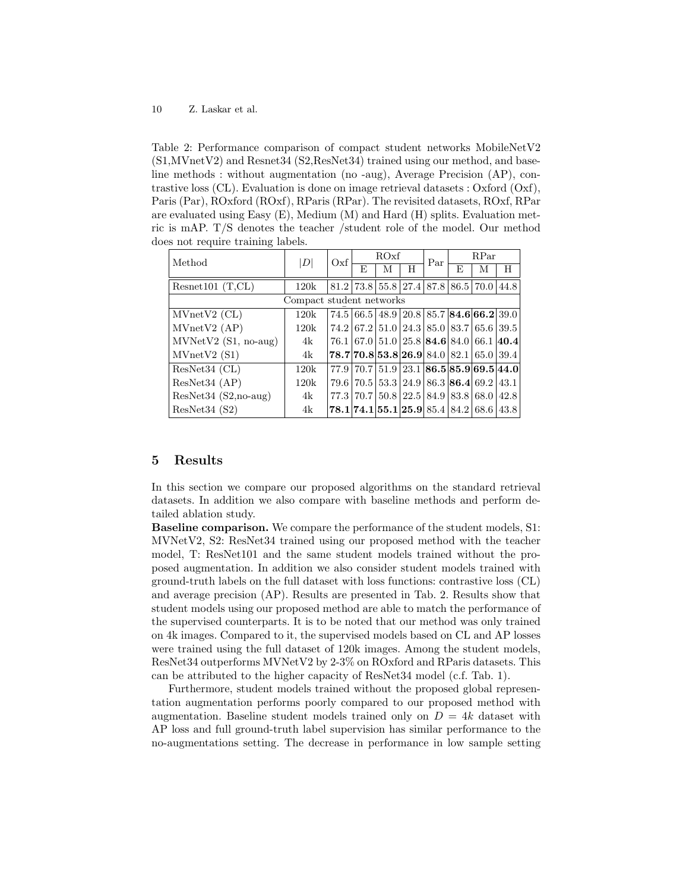Table 2: Performance comparison of compact student networks MobileNetV2 (S1,MVnetV2) and Resnet34 (S2,ResNet34) trained using our method, and baseline methods : without augmentation (no -aug), Average Precision (AP), contrastive loss (CL). Evaluation is done on image retrieval datasets : Oxford (Oxf), Paris (Par), ROxford (ROxf), RParis (RPar). The revisited datasets, ROxf, RPar are evaluated using Easy (E), Medium (M) and Hard (H) splits. Evaluation metric is mAP. T/S denotes the teacher /student role of the model. Our method does not require training labels.

| Method | $\|D\|$ | Oxf | ROxf | | | Par | RPar | | |
|---|---|---|---|---|---|---|---|---|---|
| | | | E | M | H | | E | M | H |
| Resnet101 (T,CL) | 120k | 81.2 | 73.8 | 55.8 | 27.4 | 87.8 | 86.5 | 70.0 | 44.8 |
| Compact student networks | | | | | | | | | |
| MVnetV2 (CL) | 120k | 74.5 | 66.5 | 48.9 | 20.8 | 85.7 | **84.6** | **66.2** | 39.0 |
| MVnetV2 (AP) | 120k | 74.2 | 67.2 | 51.0 | 24.3 | 85.0 | 83.7 | 65.6 | 39.5 |
| MVnetV2 (S1, no-aug) | 4k | 76.1 | 67.0 | 51.0 | 25.8 | **84.6** | 84.0 | 66.1 | **40.4** |
| MVnetV2 (S1) | 4k | **78.7** | **70.8** | **53.8** | **26.9** | 84.0 | 82.1 | 65.0 | 39.4 |
| ResNet34 (CL) | 120k | 77.9 | 70.7 | 51.9 | 23.1 | **86.5** | **85.9** | **69.5** | **44.0** |
| ResNet34 (AP) | 120k | 79.6 | 70.5 | 53.3 | 24.9 | 86.3 | **86.4** | 69.2 | 43.1 |
| ResNet34 (S2,no-aug) | 4k | 77.3 | 70.7 | 50.8 | 22.5 | 84.9 | 83.8 | 68.0 | 42.8 |
| ResNet34 (S2) | 4k | **78.1** | **74.1** | **55.1** | **25.9** | 85.4 | 84.2 | 68.6 | 43.8 |

## 5 Results

In this section we compare our proposed algorithms on the standard retrieval datasets. In addition we also compare with baseline methods and perform detailed ablation study.

**Baseline comparison.** We compare the performance of the student models, S1: MVNetV2, S2: ResNet34 trained using our proposed method with the teacher model, T: ResNet101 and the same student models trained without the proposed augmentation. In addition we also consider student models trained with ground-truth labels on the full dataset with loss functions: contrastive loss (CL) and average precision (AP). Results are presented in Tab. 2. Results show that student models using our proposed method are able to match the performance of the supervised counterparts. It is to be noted that our method was only trained on 4k images. Compared to it, the supervised models based on CL and AP losses were trained using the full dataset of 120k images. Among the student models, ResNet34 outperforms MVNetV2 by 2-3% on ROxford and RParis datasets. This can be attributed to the higher capacity of ResNet34 model (c.f. Tab. 1).

Furthermore, student models trained without the proposed global representation augmentation performs poorly compared to our proposed method with augmentation. Baseline student models trained only on $D = 4k$ dataset with AP loss and full ground-truth label supervision has similar performance to the no-augmentations setting. The decrease in performance in low sample setting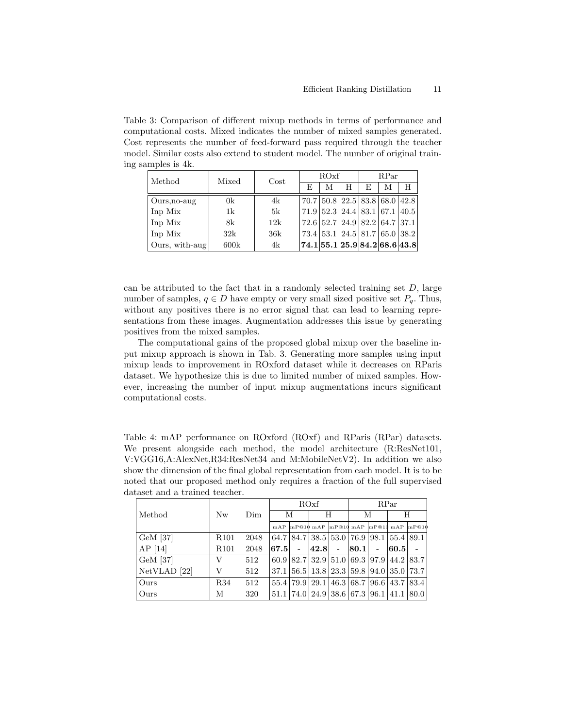Table 3: Comparison of different mixup methods in terms of performance and computational costs. Mixed indicates the number of mixed samples generated. Cost represents the number of feed-forward pass required through the teacher model. Similar costs also extend to student model. The number of original training samples is 4k.

| Method | Mixed | Cost | ROxf | | | RPar | | |
|---|---|---|---|---|---|---|---|---|
| | | | E | M | H | E | M | H |
| Ours,no-aug | 0k | 4k | 70.7 | 50.8 | 22.5 | 83.8 | 68.0 | 42.8 |
| Inp Mix | 1k | 5k | 71.9 | 52.3 | 24.4 | 83.1 | 67.1 | 40.5 |
| Inp Mix | 8k | 12k | 72.6 | 52.7 | 24.9 | 82.2 | 64.7 | 37.1 |
| Inp Mix | 32k | 36k | 73.4 | 53.1 | 24.5 | 81.7 | 65.0 | 38.2 |
| Ours, with-aug | 600k | 4k | **74.1** | **55.1** | **25.9** | **84.2** | **68.6** | **43.8** |

can be attributed to the fact that in a randomly selected training set $D$, large number of samples, $q \in D$ have empty or very small sized positive set $P_q$. Thus, without any positives there is no error signal that can lead to learning representations from these images. Augmentation addresses this issue by generating positives from the mixed samples.

The computational gains of the proposed global mixup over the baseline input mixup approach is shown in Tab. 3. Generating more samples using input mixup leads to improvement in ROxford dataset while it decreases on RParis dataset. We hypothesize this is due to limited number of mixed samples. However, increasing the number of input mixup augmentations incurs significant computational costs.

Table 4: mAP performance on ROxford (ROxf) and RParis (RPar) datasets. We present alongside each method, the model architecture (R:ResNet101, V:VGG16,A:AlexNet,R34:ResNet34 and M:MobileNetV2). In addition we also show the dimension of the final global representation from each model. It is to be noted that our proposed method only requires a fraction of the full supervised dataset and a trained teacher.

| Method | Nw | Dim | ROxf | | | | RPar | | | |
|---|---|---|---|---|---|---|---|---|---|---|
| | | | M | | H | | M | | H | |
| | | | mAP | mP@10 | mAP | mP@10 | mAP | mP@10 | mAP | mP@10 |
| GeM [37] | R101 | 2048 | 64.7 | 84.7 | 38.5 | 53.0 | 76.9 | 98.1 | 55.4 | 89.1 |
| AP [14] | R101 | 2048 | **67.5** | - | **42.8** | - | **80.1** | - | **60.5** | - |
| GeM [37] | V | 512 | 60.9 | 82.7 | 32.9 | 51.0 | 69.3 | 97.9 | 44.2 | 83.7 |
| NetVLAD [22] | V | 512 | 37.1 | 56.5 | 13.8 | 23.3 | 59.8 | 94.0 | 35.0 | 73.7 |
| Ours | R34 | 512 | 55.4 | 79.9 | 29.1 | 46.3 | 68.7 | 96.6 | 43.7 | 83.4 |
| Ours | M | 320 | 51.1 | 74.0 | 24.9 | 38.6 | 67.3 | 96.1 | 41.1 | 80.0 |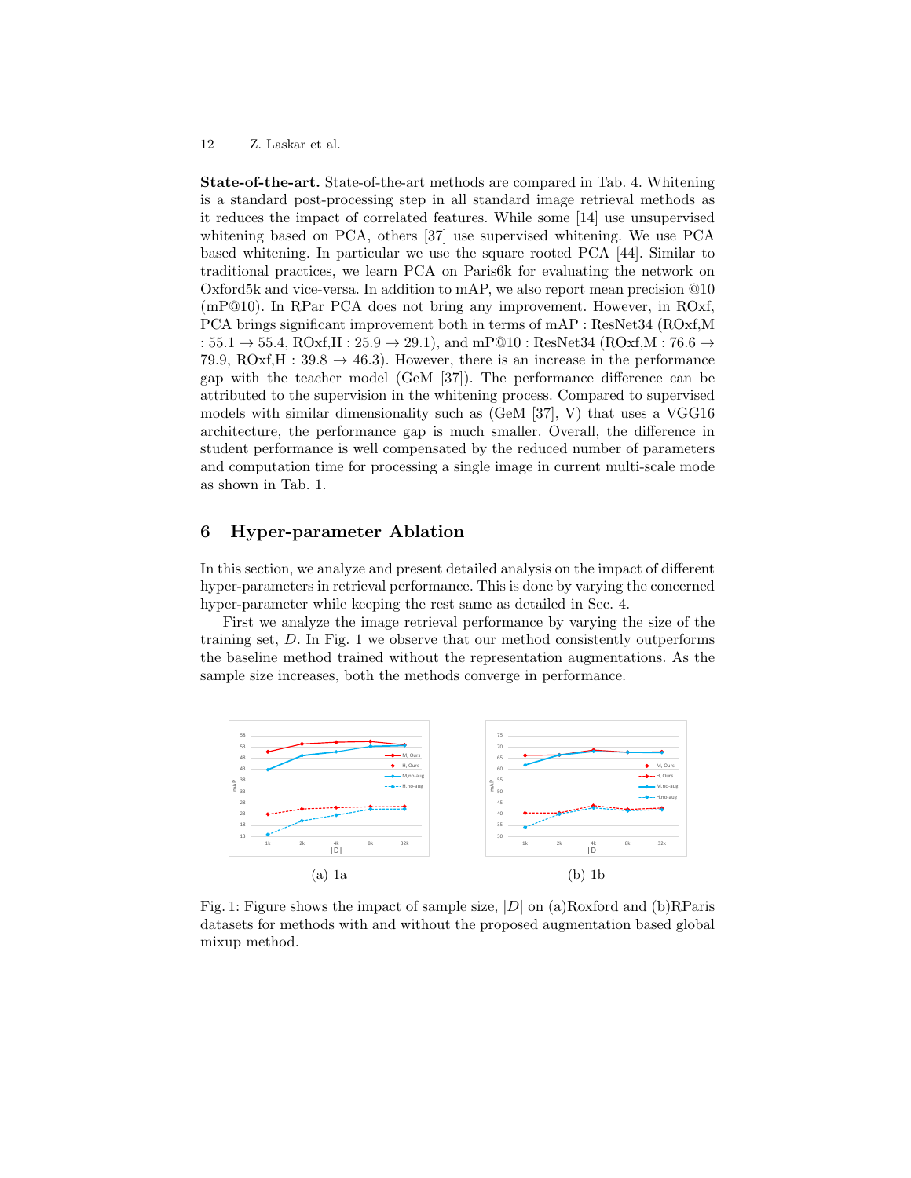**State-of-the-art.** State-of-the-art methods are compared in Tab. 4. Whitening is a standard post-processing step in all standard image retrieval methods as it reduces the impact of correlated features. While some [14] use unsupervised whitening based on PCA, others [37] use supervised whitening. We use PCA based whitening. In particular we use the square rooted PCA [44]. Similar to traditional practices, we learn PCA on Paris6k for evaluating the network on Oxford5k and vice-versa. In addition to mAP, we also report mean precision @10 (mP@10). In RPar PCA does not bring any improvement. However, in ROxf, PCA brings significant improvement both in terms of mAP : ResNet34 (ROxf,M : 55.1 $\rightarrow$ 55.4, ROxf,H : 25.9 $\rightarrow$ 29.1), and mP@10 : ResNet34 (ROxf,M : 76.6 $\rightarrow$ 79.9, ROxf,H : 39.8 $\rightarrow$ 46.3). However, there is an increase in the performance gap with the teacher model (GeM [37]). The performance difference can be attributed to the supervision in the whitening process. Compared to supervised models with similar dimensionality such as (GeM [37], V) that uses a VGG16 architecture, the performance gap is much smaller. Overall, the difference in student performance is well compensated by the reduced number of parameters and computation time for processing a single image in current multi-scale mode as shown in Tab. 1.

## 6 Hyper-parameter Ablation

In this section, we analyze and present detailed analysis on the impact of different hyper-parameters in retrieval performance. This is done by varying the concerned hyper-parameter while keeping the rest same as detailed in Sec. 4.

First we analyze the image retrieval performance by varying the size of the training set, $D$. In Fig. 1 we observe that our method consistently outperforms the baseline method trained without the representation augmentations. As the sample size increases, both the methods converge in performance.

(a) 1a

(b) 1b

Fig. 1: Figure shows the impact of sample size, $|D|$ on (a)Roxford and (b)RParis datasets for methods with and without the proposed augmentation based global mixup method.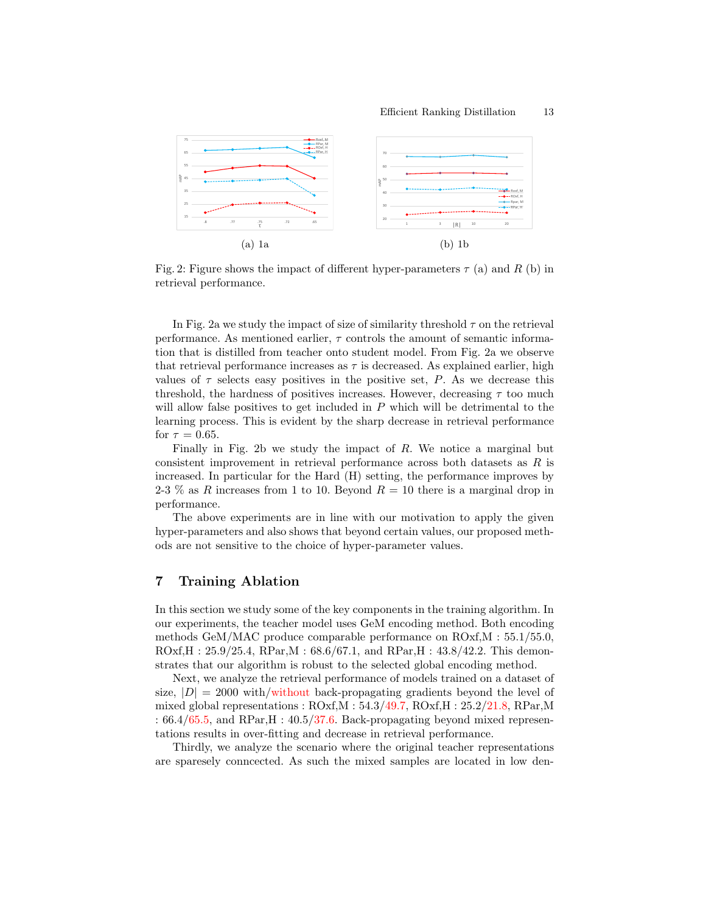(a) 1a

(b) 1b

Fig. 2: Figure shows the impact of different hyper-parameters $\tau$ (a) and $R$ (b) in retrieval performance.

In Fig. 2a we study the impact of size of similarity threshold $\tau$ on the retrieval performance. As mentioned earlier, $\tau$ controls the amount of semantic information that is distilled from teacher onto student model. From Fig. 2a we observe that retrieval performance increases as $\tau$ is decreased. As explained earlier, high values of $\tau$ selects easy positives in the positive set, $P$. As we decrease this threshold, the hardness of positives increases. However, decreasing $\tau$ too much will allow false positives to get included in $P$ which will be detrimental to the learning process. This is evident by the sharp decrease in retrieval performance for $\tau = 0.65$.

Finally in Fig. 2b we study the impact of $R$. We notice a marginal but consistent improvement in retrieval performance across both datasets as $R$ is increased. In particular for the Hard (H) setting, the performance improves by 2-3 % as $R$ increases from 1 to 10. Beyond $R = 10$ there is a marginal drop in performance.

The above experiments are in line with our motivation to apply the given hyper-parameters and also shows that beyond certain values, our proposed methods are not sensitive to the choice of hyper-parameter values.

## 7 Training Ablation

In this section we study some of the key components in the training algorithm. In our experiments, the teacher model uses GeM encoding method. Both encoding methods GeM/MAC produce comparable performance on ROxf,M : 55.1/55.0, ROxf,H : 25.9/25.4, RPar,M : 68.6/67.1, and RPar,H : 43.8/42.2. This demonstrates that our algorithm is robust to the selected global encoding method.

Next, we analyze the retrieval performance of models trained on a dataset of size, $|D| = 2000$ with/without back-propagating gradients beyond the level of mixed global representations : ROxf,M : 54.3/49.7, ROxf,H : 25.2/21.8, RPar,M : 66.4/65.5, and RPar,H : 40.5/37.6. Back-propagating beyond mixed representations results in over-fitting and decrease in retrieval performance.

Thirdly, we analyze the scenario where the original teacher representations are sparesely conncected. As such the mixed samples are located in low den-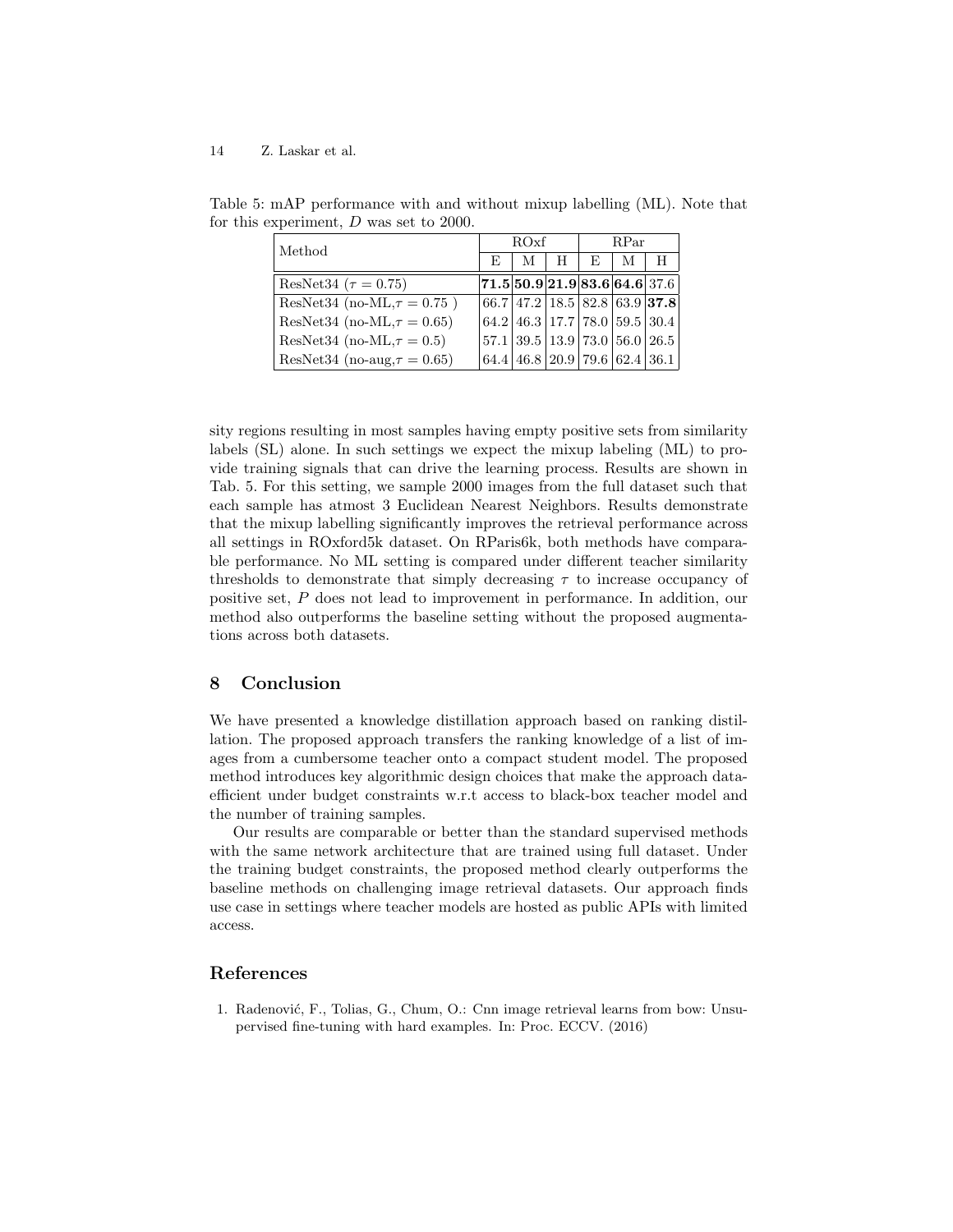Table 5: mAP performance with and without mixup labelling (ML). Note that for this experiment, $D$ was set to 2000.

| Method | ROxf | | | RPar | | |
|---|---|---|---|---|---|---|
| | E | M | H | E | M | H |
| ResNet34 ($\tau = 0.75$) | **71.5** | **50.9** | **21.9** | **83.6** | **64.6** | 37.6 |
| ResNet34 (no-ML,$\tau = 0.75$ ) | 66.7 | 47.2 | 18.5 | 82.8 | 63.9 | **37.8** |
| ResNet34 (no-ML,$\tau = 0.65$) | 64.2 | 46.3 | 17.7 | 78.0 | 59.5 | 30.4 |
| ResNet34 (no-ML,$\tau = 0.5$) | 57.1 | 39.5 | 13.9 | 73.0 | 56.0 | 26.5 |
| ResNet34 (no-aug,$\tau = 0.65$) | 64.4 | 46.8 | 20.9 | 79.6 | 62.4 | 36.1 |

sity regions resulting in most samples having empty positive sets from similarity labels (SL) alone. In such settings we expect the mixup labeling (ML) to provide training signals that can drive the learning process. Results are shown in Tab. 5. For this setting, we sample 2000 images from the full dataset such that each sample has atmost 3 Euclidean Nearest Neighbors. Results demonstrate that the mixup labelling significantly improves the retrieval performance across all settings in ROxford5k dataset. On RParis6k, both methods have comparable performance. No ML setting is compared under different teacher similarity thresholds to demonstrate that simply decreasing $\tau$ to increase occupancy of positive set, $P$ does not lead to improvement in performance. In addition, our method also outperforms the baseline setting without the proposed augmentations across both datasets.

## 8 Conclusion

We have presented a knowledge distillation approach based on ranking distillation. The proposed approach transfers the ranking knowledge of a list of images from a cumbersome teacher onto a compact student model. The proposed method introduces key algorithmic design choices that make the approach data-efficient under budget constraints w.r.t access to black-box teacher model and the number of training samples.

Our results are comparable or better than the standard supervised methods with the same network architecture that are trained using full dataset. Under the training budget constraints, the proposed method clearly outperforms the baseline methods on challenging image retrieval datasets. Our approach finds use case in settings where teacher models are hosted as public APIs with limited access.

## References

1. Radenović, F., Tolias, G., Chum, O.: Cnn image retrieval learns from bow: Unsupervised fine-tuning with hard examples. In: Proc. ECCV. (2016)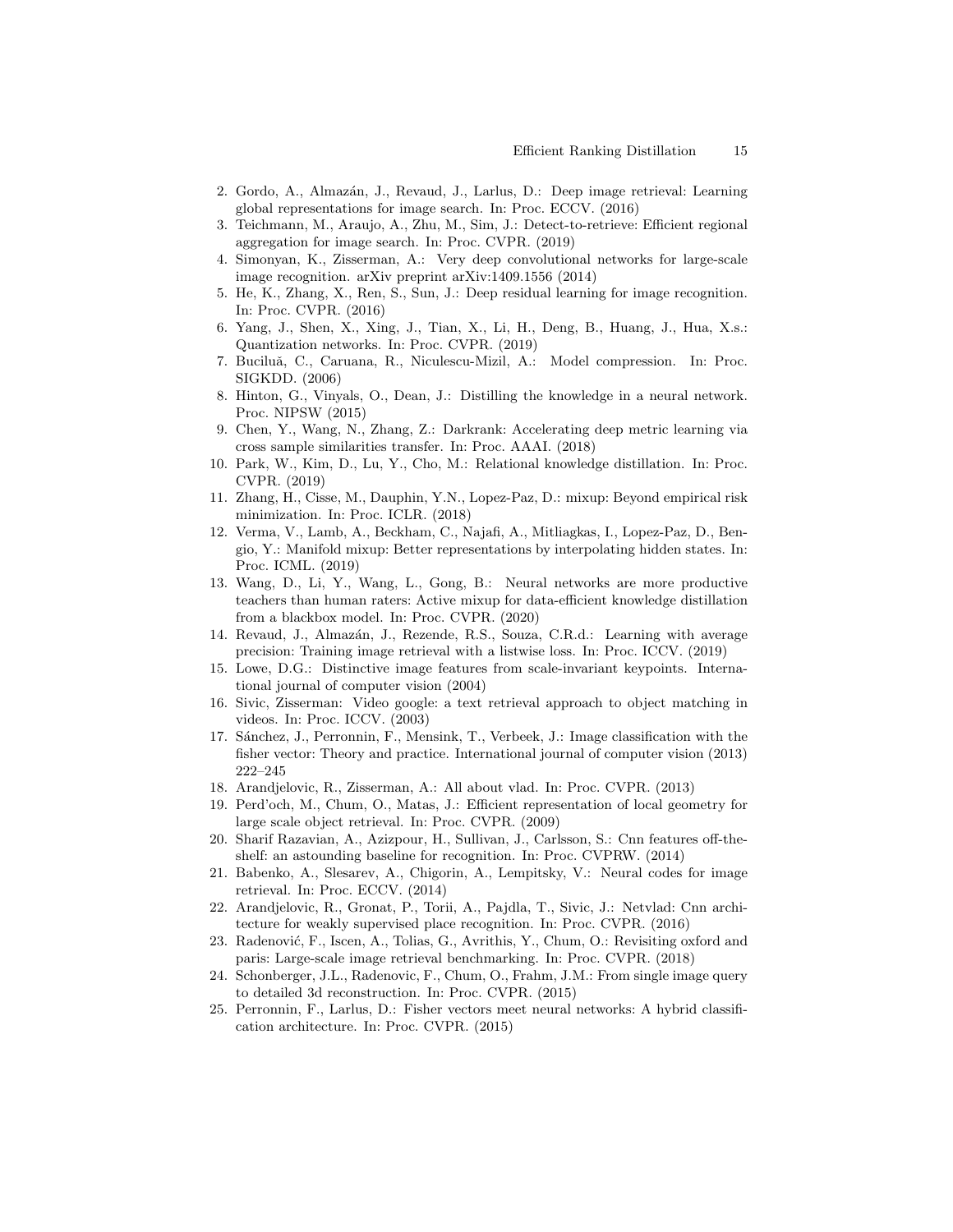2. Gordo, A., Almazán, J., Revaud, J., Larlus, D.: Deep image retrieval: Learning global representations for image search. In: Proc. ECCV. (2016)
3. Teichmann, M., Araujo, A., Zhu, M., Sim, J.: Detect-to-retrieve: Efficient regional aggregation for image search. In: Proc. CVPR. (2019)
4. Simonyan, K., Zisserman, A.: Very deep convolutional networks for large-scale image recognition. arXiv preprint arXiv:1409.1556 (2014)
5. He, K., Zhang, X., Ren, S., Sun, J.: Deep residual learning for image recognition. In: Proc. CVPR. (2016)
6. Yang, J., Shen, X., Xing, J., Tian, X., Li, H., Deng, B., Huang, J., Hua, X.s.: Quantization networks. In: Proc. CVPR. (2019)
7. Buciluă, C., Caruana, R., Niculescu-Mizil, A.: Model compression. In: Proc. SIGKDD. (2006)
8. Hinton, G., Vinyals, O., Dean, J.: Distilling the knowledge in a neural network. Proc. NIPSW (2015)
9. Chen, Y., Wang, N., Zhang, Z.: Darkrank: Accelerating deep metric learning via cross sample similarities transfer. In: Proc. AAAI. (2018)
10. Park, W., Kim, D., Lu, Y., Cho, M.: Relational knowledge distillation. In: Proc. CVPR. (2019)
11. Zhang, H., Cisse, M., Dauphin, Y.N., Lopez-Paz, D.: mixup: Beyond empirical risk minimization. In: Proc. ICLR. (2018)
12. Verma, V., Lamb, A., Beckham, C., Najafi, A., Mitliagkas, I., Lopez-Paz, D., Bengio, Y.: Manifold mixup: Better representations by interpolating hidden states. In: Proc. ICML. (2019)
13. Wang, D., Li, Y., Wang, L., Gong, B.: Neural networks are more productive teachers than human raters: Active mixup for data-efficient knowledge distillation from a blackbox model. In: Proc. CVPR. (2020)
14. Revaud, J., Almazán, J., Rezende, R.S., Souza, C.R.d.: Learning with average precision: Training image retrieval with a listwise loss. In: Proc. ICCV. (2019)
15. Lowe, D.G.: Distinctive image features from scale-invariant keypoints. International journal of computer vision (2004)
16. Sivic, Zisserman: Video google: a text retrieval approach to object matching in videos. In: Proc. ICCV. (2003)
17. Sánchez, J., Perronnin, F., Mensink, T., Verbeek, J.: Image classification with the fisher vector: Theory and practice. International journal of computer vision (2013) 222–245
18. Arandjelovic, R., Zisserman, A.: All about vlad. In: Proc. CVPR. (2013)
19. Perd'och, M., Chum, O., Matas, J.: Efficient representation of local geometry for large scale object retrieval. In: Proc. CVPR. (2009)
20. Sharif Razavian, A., Azizpour, H., Sullivan, J., Carlsson, S.: Cnn features off-the-shelf: an astounding baseline for recognition. In: Proc. CVPRW. (2014)
21. Babenko, A., Slesarev, A., Chigorin, A., Lempitsky, V.: Neural codes for image retrieval. In: Proc. ECCV. (2014)
22. Arandjelovic, R., Gronat, P., Torii, A., Pajdla, T., Sivic, J.: Netvlad: Cnn architecture for weakly supervised place recognition. In: Proc. CVPR. (2016)
23. Radenović, F., Iscen, A., Tolias, G., Avrithis, Y., Chum, O.: Revisiting oxford and paris: Large-scale image retrieval benchmarking. In: Proc. CVPR. (2018)
24. Schonberger, J.L., Radenovic, F., Chum, O., Frahm, J.M.: From single image query to detailed 3d reconstruction. In: Proc. CVPR. (2015)
25. Perronnin, F., Larlus, D.: Fisher vectors meet neural networks: A hybrid classification architecture. In: Proc. CVPR. (2015)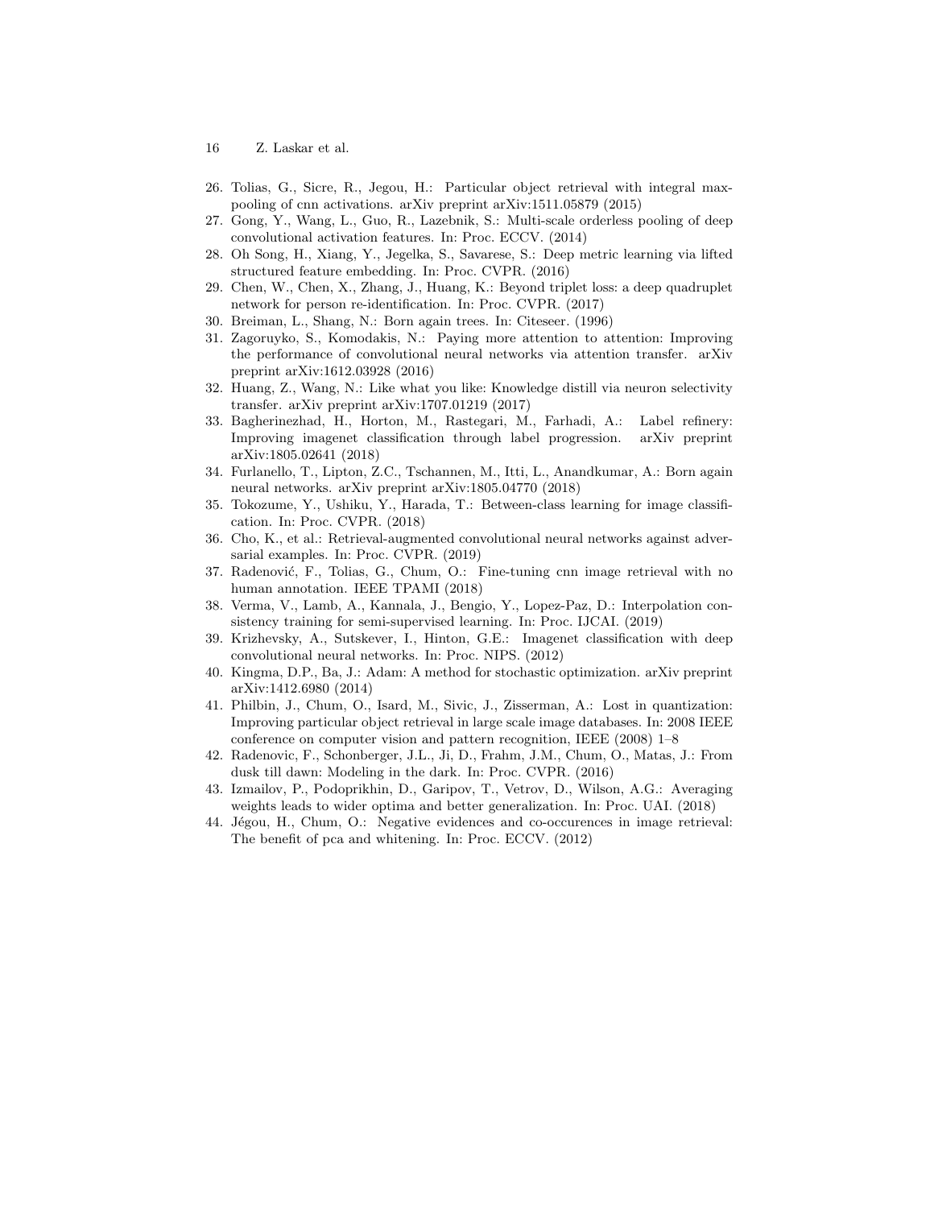26. Tolias, G., Sicre, R., Jegou, H.: Particular object retrieval with integral max-pooling of cnn activations. arXiv preprint arXiv:1511.05879 (2015)
27. Gong, Y., Wang, L., Guo, R., Lazebnik, S.: Multi-scale orderless pooling of deep convolutional activation features. In: Proc. ECCV. (2014)
28. Oh Song, H., Xiang, Y., Jegelka, S., Savarese, S.: Deep metric learning via lifted structured feature embedding. In: Proc. CVPR. (2016)
29. Chen, W., Chen, X., Zhang, J., Huang, K.: Beyond triplet loss: a deep quadruplet network for person re-identification. In: Proc. CVPR. (2017)
30. Breiman, L., Shang, N.: Born again trees. In: Citeseer. (1996)
31. Zagoruyko, S., Komodakis, N.: Paying more attention to attention: Improving the performance of convolutional neural networks via attention transfer. arXiv preprint arXiv:1612.03928 (2016)
32. Huang, Z., Wang, N.: Like what you like: Knowledge distill via neuron selectivity transfer. arXiv preprint arXiv:1707.01219 (2017)
33. Bagherinezhad, H., Horton, M., Rastegari, M., Farhadi, A.: Label refinery: Improving imagenet classification through label progression. arXiv preprint arXiv:1805.02641 (2018)
34. Furlanello, T., Lipton, Z.C., Tschannen, M., Itti, L., Anandkumar, A.: Born again neural networks. arXiv preprint arXiv:1805.04770 (2018)
35. Tokozume, Y., Ushiku, Y., Harada, T.: Between-class learning for image classification. In: Proc. CVPR. (2018)
36. Cho, K., et al.: Retrieval-augmented convolutional neural networks against adversarial examples. In: Proc. CVPR. (2019)
37. Radenović, F., Tolias, G., Chum, O.: Fine-tuning cnn image retrieval with no human annotation. IEEE TPAMI (2018)
38. Verma, V., Lamb, A., Kannala, J., Bengio, Y., Lopez-Paz, D.: Interpolation consistency training for semi-supervised learning. In: Proc. IJCAI. (2019)
39. Krizhevsky, A., Sutskever, I., Hinton, G.E.: Imagenet classification with deep convolutional neural networks. In: Proc. NIPS. (2012)
40. Kingma, D.P., Ba, J.: Adam: A method for stochastic optimization. arXiv preprint arXiv:1412.6980 (2014)
41. Philbin, J., Chum, O., Isard, M., Sivic, J., Zisserman, A.: Lost in quantization: Improving particular object retrieval in large scale image databases. In: 2008 IEEE conference on computer vision and pattern recognition, IEEE (2008) 1–8
42. Radenovic, F., Schonberger, J.L., Ji, D., Frahm, J.M., Chum, O., Matas, J.: From dusk till dawn: Modeling in the dark. In: Proc. CVPR. (2016)
43. Izmailov, P., Podoprikhin, D., Garipov, T., Vetrov, D., Wilson, A.G.: Averaging weights leads to wider optima and better generalization. In: Proc. UAI. (2018)
44. Jégou, H., Chum, O.: Negative evidences and co-occurences in image retrieval: The benefit of pca and whitening. In: Proc. ECCV. (2012)